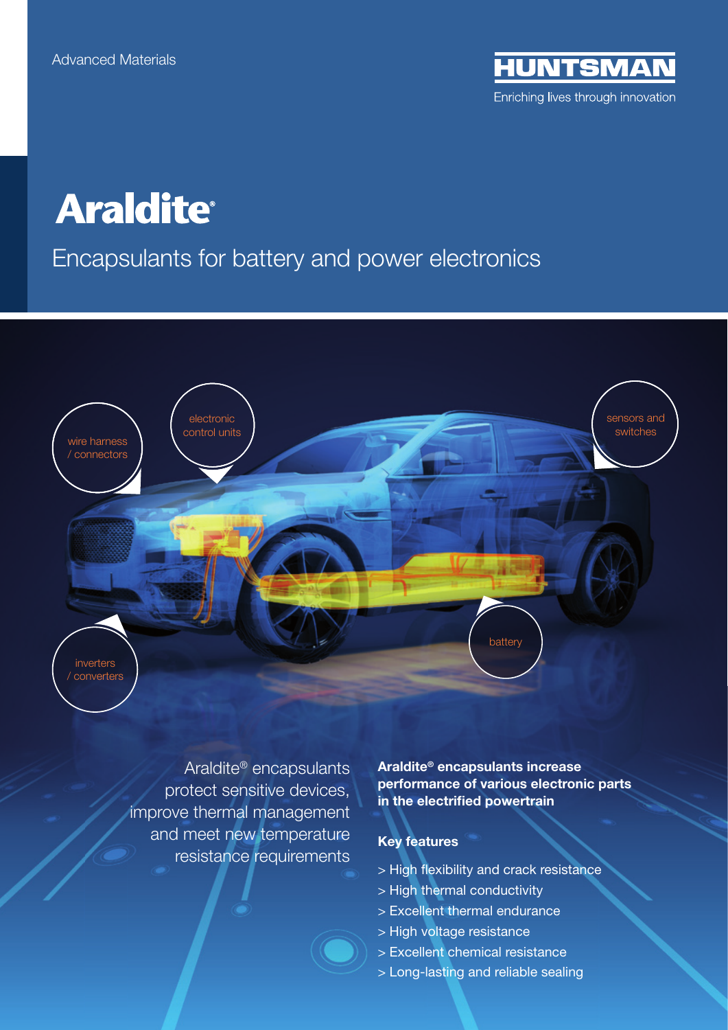Advanced Materials

HUNTSMAN

Enriching lives through innovation

# Araldite®

## Encapsulants for battery and power electronics

wire harness / connectors

electronic control units

sensors and switches

battery

inverters / converters

Araldite® encapsulants protect sensitive devices, improve thermal management and meet new temperature resistance requirements

**Araldite® encapsulants increase performance of various electronic parts in the electrified powertrain**

**Key features**

> High flexibility and crack resistance
> High thermal conductivity
> Excellent thermal endurance
> High voltage resistance
> Excellent chemical resistance
> Long-lasting and reliable sealing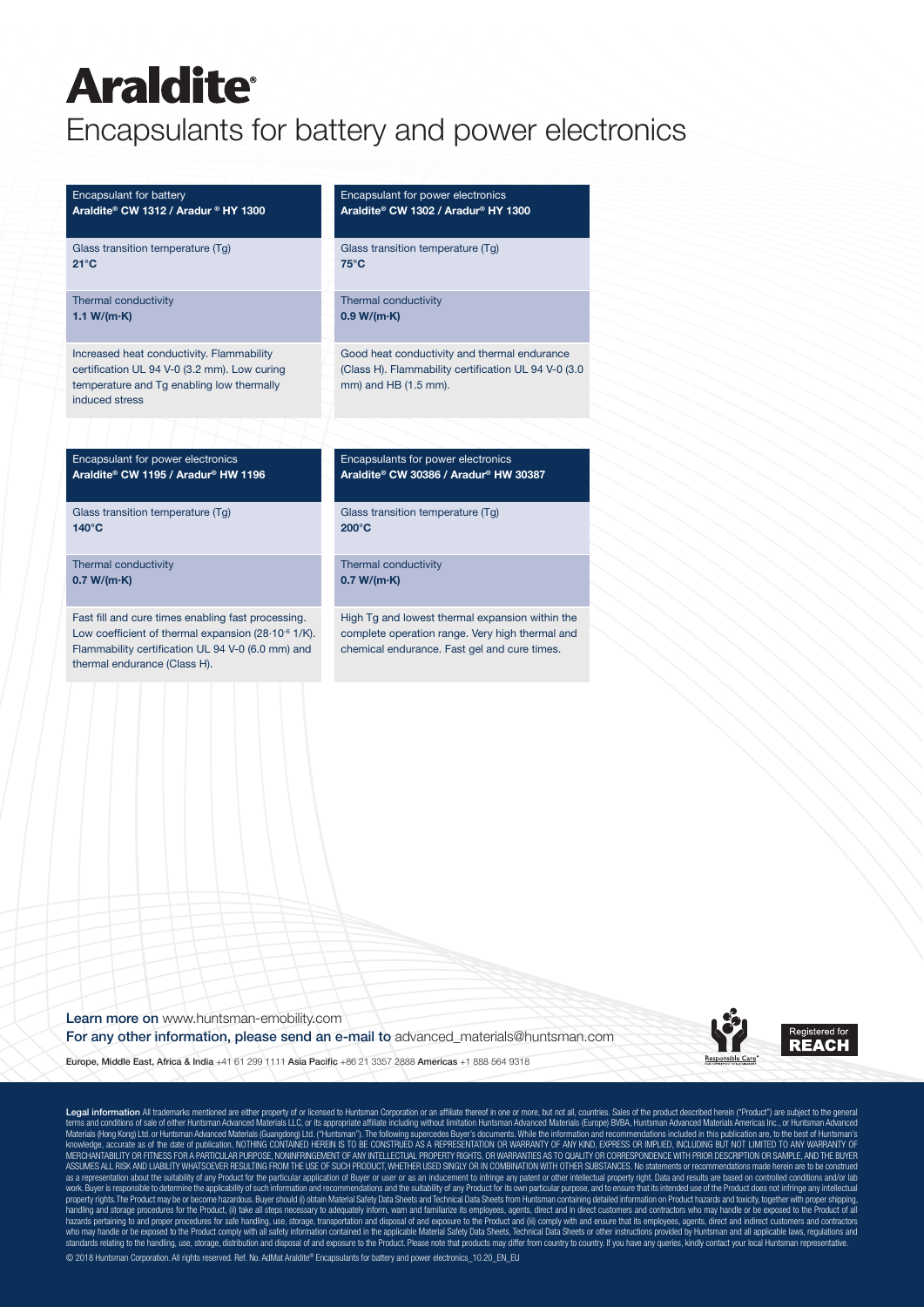# Araldite®

## Encapsulants for battery and power electronics

| Encapsulant for battery **Araldite® CW 1312 / Aradur ® HY 1300** | Encapsulant for power electronics **Araldite® CW 1302 / Aradur® HY 1300** |
|---|---|
| Glass transition temperature (Tg) **21°C** | Glass transition temperature (Tg) **75°C** |
| Thermal conductivity **1.1 W/(m·K)** | Thermal conductivity **0.9 W/(m·K)** |
| Increased heat conductivity. Flammability certification UL 94 V-0 (3.2 mm). Low curing temperature and Tg enabling low thermally induced stress | Good heat conductivity and thermal endurance (Class H). Flammability certification UL 94 V-0 (3.0 mm) and HB (1.5 mm). |

| Encapsulant for power electronics **Araldite® CW 1195 / Aradur® HW 1196** | Encapsulants for power electronics **Araldite® CW 30386 / Aradur® HW 30387** |
|---|---|
| Glass transition temperature (Tg) **140°C** | Glass transition temperature (Tg) **200°C** |
| Thermal conductivity **0.7 W/(m·K)** | Thermal conductivity **0.7 W/(m·K)** |
| Fast fill and cure times enabling fast processing. Low coefficient of thermal expansion ($28 \cdot 10^{-6}$ 1/K). Flammability certification UL 94 V-0 (6.0 mm) and thermal endurance (Class H). | High Tg and lowest thermal expansion within the complete operation range. Very high thermal and chemical endurance. Fast gel and cure times. |

**Learn more on** www.huntsman-emobility.com

**For any other information, please send an e-mail to** advanced_materials@huntsman.com

**Europe, Middle East, Africa & India** +41 61 299 1111 **Asia Pacific** +86 21 3357 2888 **Americas** +1 888 564 9318

Responsible Care®

Registered for REACH

**Legal information** All trademarks mentioned are either property of or licensed to Huntsman Corporation or an affiliate thereof in one or more, but not all, countries. Sales of the product described herein ("Product") are subject to the general terms and conditions of sale of either Huntsman Advanced Materials LLC, or its appropriate affiliate including without limitation Huntsman Advanced Materials (Europe) BVBA, Huntsman Advanced Materials Americas Inc., or Huntsman Advanced Materials (Hong Kong) Ltd. or Huntsman Advanced Materials (Guangdong) Ltd. ("Huntsman"). The following supercedes Buyer's documents. While the information and recommendations included in this publication are, to the best of Huntsman's knowledge, accurate as of the date of publication, NOTHING CONTAINED HEREIN IS TO BE CONSTRUED AS A REPRESENTATION OR WARRANTY OF ANY KIND, EXPRESS OR IMPLIED, INCLUDING BUT NOT LIMITED TO ANY WARRANTY OF MERCHANTABILITY OR FITNESS FOR A PARTICULAR PURPOSE, NONINFRINGEMENT OF ANY INTELLECTUAL PROPERTY RIGHTS, OR WARRANTIES AS TO QUALITY OR CORRESPONDENCE WITH PRIOR DESCRIPTION OR SAMPLE, AND THE BUYER ASSUMES ALL RISK AND LIABILITY WHATSOEVER RESULTING FROM THE USE OF SUCH PRODUCT, WHETHER USED SINGLY OR IN COMBINATION WITH OTHER SUBSTANCES. No statements or recommendations made herein are to be construed as a representation about the suitability of any Product for the particular application of Buyer or user or as an inducement to infringe any patent or other intellectual property right. Data and results are based on controlled conditions and/or lab work. Buyer is responsible to determine the applicability of such information and recommendations and the suitability of any Product for its own particular purpose, and to ensure that its intended use of the Product does not infringe any intellectual property rights. The Product may be or become hazardous. Buyer should (i) obtain Material Safety Data Sheets and Technical Data Sheets from Huntsman containing detailed information on Product hazards and toxicity, together with proper shipping, handling and storage procedures for the Product, (ii) take all steps necessary to adequately inform, warn and familiarize its employees, agents, direct and in direct customers and contractors who may handle or be exposed to the Product of all hazards pertaining to and proper procedures for safe handling, use, storage, transportation and disposal of and exposure to the Product and (iii) comply with and ensure that its employees, agents, direct and indirect customers and contractors who may handle or be exposed to the Product comply with all safety information contained in the applicable Material Safety Data Sheets, Technical Data Sheets or other instructions provided by Huntsman and all applicable laws, regulations and standards relating to the handling, use, storage, distribution and disposal of and exposure to the Product. Please note that products may differ from country to country. If you have any queries, kindly contact your local Huntsman representative.

© 2018 Huntsman Corporation. All rights reserved. Ref. No. AdMat Araldite® Encapsulants for battery and power electronics_10.20_EN_EU